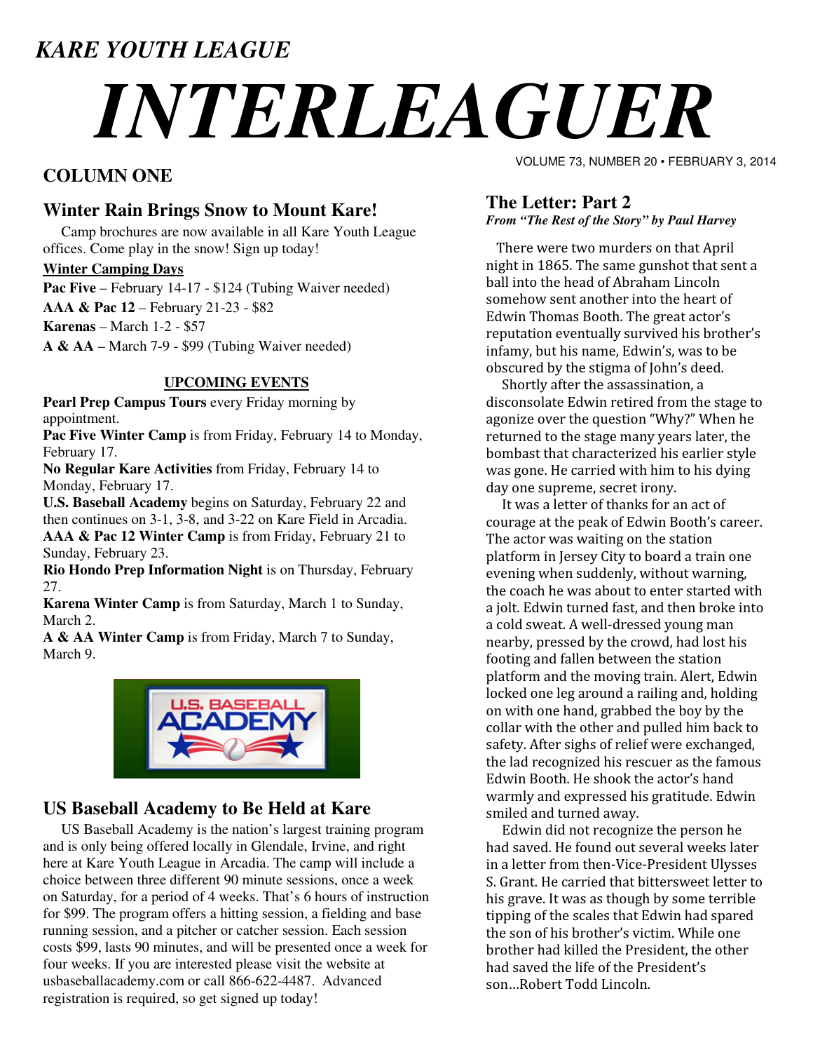*KARE YOUTH LEAGUE*

# *INTERLEAGUER*

VOLUME 73, NUMBER 20 • FEBRUARY 3, 2014

## COLUMN ONE

### Winter Rain Brings Snow to Mount Kare!

Camp brochures are now available in all Kare Youth League offices. Come play in the snow! Sign up today!

**Winter Camping Days**

**Pac Five** – February 14-17 - $124 (Tubing Waiver needed)
**AAA & Pac 12** – February 21-23 - $82
**Karenas** – March 1-2 - $57
**A & AA** – March 7-9 - $99 (Tubing Waiver needed)

**UPCOMING EVENTS**

**Pearl Prep Campus Tours** every Friday morning by appointment.
**Pac Five Winter Camp** is from Friday, February 14 to Monday, February 17.
**No Regular Kare Activities** from Friday, February 14 to Monday, February 17.
**U.S. Baseball Academy** begins on Saturday, February 22 and then continues on 3-1, 3-8, and 3-22 on Kare Field in Arcadia.
**AAA & Pac 12 Winter Camp** is from Friday, February 21 to Sunday, February 23.
**Rio Hondo Prep Information Night** is on Thursday, February 27.
**Karena Winter Camp** is from Saturday, March 1 to Sunday, March 2.
**A & AA Winter Camp** is from Friday, March 7 to Sunday, March 9.

U.S. BASEBALL ACADEMY

### US Baseball Academy to Be Held at Kare

US Baseball Academy is the nation's largest training program and is only being offered locally in Glendale, Irvine, and right here at Kare Youth League in Arcadia. The camp will include a choice between three different 90 minute sessions, once a week on Saturday, for a period of 4 weeks. That's 6 hours of instruction for $99. The program offers a hitting session, a fielding and base running session, and a pitcher or catcher session. Each session costs $99, lasts 90 minutes, and will be presented once a week for four weeks. If you are interested please visit the website at usbaseballacademy.com or call 866-622-4487. Advanced registration is required, so get signed up today!

### The Letter: Part 2

***From "The Rest of the Story" by Paul Harvey***

There were two murders on that April night in 1865. The same gunshot that sent a ball into the head of Abraham Lincoln somehow sent another into the heart of Edwin Thomas Booth. The great actor's reputation eventually survived his brother's infamy, but his name, Edwin's, was to be obscured by the stigma of John's deed.

Shortly after the assassination, a disconsolate Edwin retired from the stage to agonize over the question "Why?" When he returned to the stage many years later, the bombast that characterized his earlier style was gone. He carried with him to his dying day one supreme, secret irony.

It was a letter of thanks for an act of courage at the peak of Edwin Booth's career. The actor was waiting on the station platform in Jersey City to board a train one evening when suddenly, without warning, the coach he was about to enter started with a jolt. Edwin turned fast, and then broke into a cold sweat. A well-dressed young man nearby, pressed by the crowd, had lost his footing and fallen between the station platform and the moving train. Alert, Edwin locked one leg around a railing and, holding on with one hand, grabbed the boy by the collar with the other and pulled him back to safety. After sighs of relief were exchanged, the lad recognized his rescuer as the famous Edwin Booth. He shook the actor's hand warmly and expressed his gratitude. Edwin smiled and turned away.

Edwin did not recognize the person he had saved. He found out several weeks later in a letter from then-Vice-President Ulysses S. Grant. He carried that bittersweet letter to his grave. It was as though by some terrible tipping of the scales that Edwin had spared the son of his brother's victim. While one brother had killed the President, the other had saved the life of the President's son...Robert Todd Lincoln.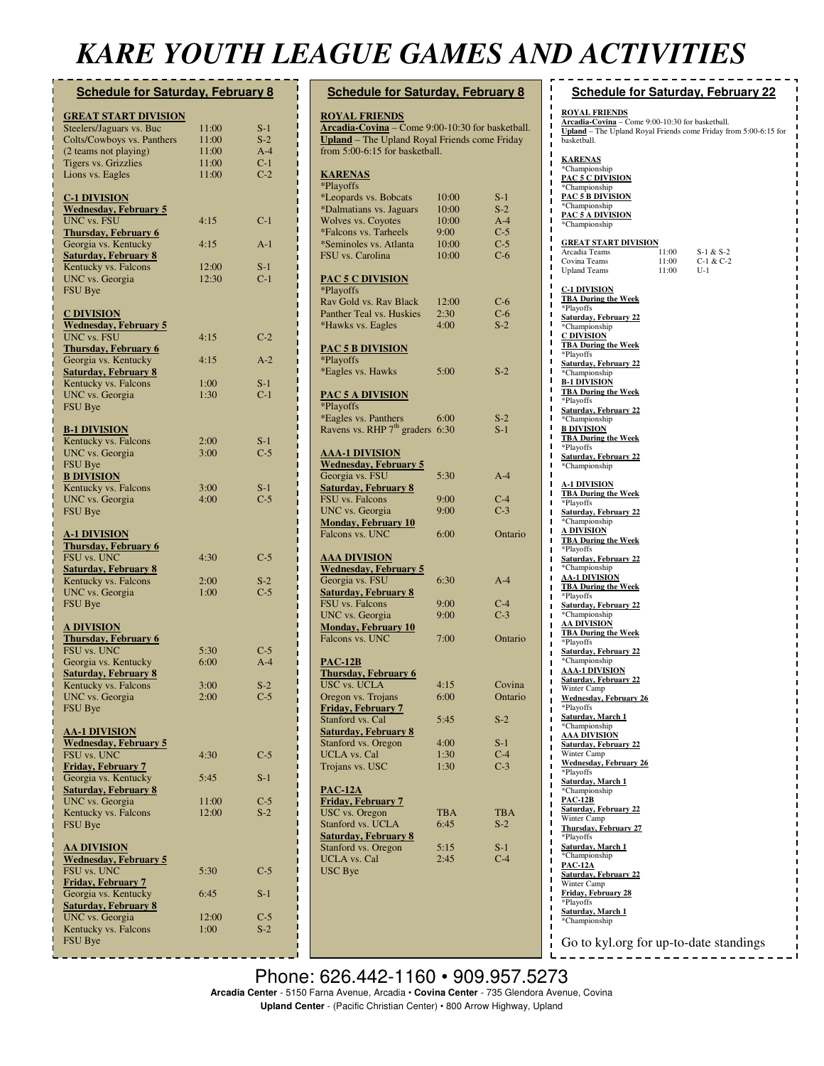# KARE YOUTH LEAGUE GAMES AND ACTIVITIES

## Schedule for Saturday, February 8

**GREAT START DIVISION**

| | | |
|---|---|---|
| Steelers/Jaguars vs. Buc | 11:00 | S-1 |
| Colts/Cowboys vs. Panthers | 11:00 | S-2 |
| (2 teams not playing) | 11:00 | A-4 |
| Tigers vs. Grizzlies | 11:00 | C-1 |
| Lions vs. Eagles | 11:00 | C-2 |

**C-1 DIVISION**

| | | |
|---|---|---|
| **Wednesday, February 5** | | |
| UNC vs. FSU | 4:15 | C-1 |
| **Thursday, February 6** | | |
| Georgia vs. Kentucky | 4:15 | A-1 |
| **Saturday, February 8** | | |
| Kentucky vs. Falcons | 12:00 | S-1 |
| UNC vs. Georgia | 12:30 | C-1 |
| FSU Bye | | |

**C DIVISION**

| | | |
|---|---|---|
| **Wednesday, February 5** | | |
| UNC vs. FSU | 4:15 | C-2 |
| **Thursday, February 6** | | |
| Georgia vs. Kentucky | 4:15 | A-2 |
| **Saturday, February 8** | | |
| Kentucky vs. Falcons | 1:00 | S-1 |
| UNC vs. Georgia | 1:30 | C-1 |
| FSU Bye | | |

**B-1 DIVISION**

| | | |
|---|---|---|
| Kentucky vs. Falcons | 2:00 | S-1 |
| UNC vs. Georgia | 3:00 | C-5 |
| FSU Bye | | |

**B DIVISION**

| | | |
|---|---|---|
| Kentucky vs. Falcons | 3:00 | S-1 |
| UNC vs. Georgia | 4:00 | C-5 |
| FSU Bye | | |

**A-1 DIVISION**

| | | |
|---|---|---|
| **Thursday, February 6** | | |
| FSU vs. UNC | 4:30 | C-5 |
| **Saturday, February 8** | | |
| Kentucky vs. Falcons | 2:00 | S-2 |
| UNC vs. Georgia | 1:00 | C-5 |
| FSU Bye | | |

**A DIVISION**

| | | |
|---|---|---|
| **Thursday, February 6** | | |
| FSU vs. UNC | 5:30 | C-5 |
| Georgia vs. Kentucky | 6:00 | A-4 |
| **Saturday, February 8** | | |
| Kentucky vs. Falcons | 3:00 | S-2 |
| UNC vs. Georgia | 2:00 | C-5 |
| FSU Bye | | |

**AA-1 DIVISION**

| | | |
|---|---|---|
| **Wednesday, February 5** | | |
| FSU vs. UNC | 4:30 | C-5 |
| **Friday, February 7** | | |
| Georgia vs. Kentucky | 5:45 | S-1 |
| **Saturday, February 8** | | |
| UNC vs. Georgia | 11:00 | C-5 |
| Kentucky vs. Falcons | 12:00 | S-2 |
| FSU Bye | | |

**AA DIVISION**

| | | |
|---|---|---|
| **Wednesday, February 5** | | |
| FSU vs. UNC | 5:30 | C-5 |
| **Friday, February 7** | | |
| Georgia vs. Kentucky | 6:45 | S-1 |
| **Saturday, February 8** | | |
| UNC vs. Georgia | 12:00 | C-5 |
| Kentucky vs. Falcons | 1:00 | S-2 |
| FSU Bye | | |

## Schedule for Saturday, February 8

**ROYAL FRIENDS**

**Arcadia-Covina** – Come 9:00-10:30 for basketball.
**Upland** – The Upland Royal Friends come Friday from 5:00-6:15 for basketball.

**KARENAS**

*Playoffs

| | | |
|---|---|---|
| *Leopards vs. Bobcats | 10:00 | S-1 |
| *Dalmatians vs. Jaguars | 10:00 | S-2 |
| Wolves vs. Coyotes | 10:00 | A-4 |
| *Falcons vs. Tarheels | 9:00 | C-5 |
| *Seminoles vs. Atlanta | 10:00 | C-5 |
| FSU vs. Carolina | 10:00 | C-6 |

**PAC 5 C DIVISION**

*Playoffs

| | | |
|---|---|---|
| Rav Gold vs. Rav Black | 12:00 | C-6 |
| Panther Teal vs. Huskies | 2:30 | C-6 |
| *Hawks vs. Eagles | 4:00 | S-2 |

**PAC 5 B DIVISION**

*Playoffs

| | | |
|---|---|---|
| *Eagles vs. Hawks | 5:00 | S-2 |

**PAC 5 A DIVISION**

*Playoffs

| | | |
|---|---|---|
| *Eagles vs. Panthers | 6:00 | S-2 |
| Ravens vs. RHP 7th graders | 6:30 | S-1 |

**AAA-1 DIVISION**

| | | |
|---|---|---|
| **Wednesday, February 5** | | |
| Georgia vs. FSU | 5:30 | A-4 |
| **Saturday, February 8** | | |
| FSU vs. Falcons | 9:00 | C-4 |
| UNC vs. Georgia | 9:00 | C-3 |
| **Monday, February 10** | | |
| Falcons vs. UNC | 6:00 | Ontario |

**AAA DIVISION**

| | | |
|---|---|---|
| **Wednesday, February 5** | | |
| Georgia vs. FSU | 6:30 | A-4 |
| **Saturday, February 8** | | |
| FSU vs. Falcons | 9:00 | C-4 |
| UNC vs. Georgia | 9:00 | C-3 |
| **Monday, February 10** | | |
| Falcons vs. UNC | 7:00 | Ontario |

**PAC-12B**

| | | |
|---|---|---|
| **Thursday, February 6** | | |
| USC vs. UCLA | 4:15 | Covina |
| Oregon vs. Trojans | 6:00 | Ontario |
| **Friday, February 7** | | |
| Stanford vs. Cal | 5:45 | S-2 |
| **Saturday, February 8** | | |
| Stanford vs. Oregon | 4:00 | S-1 |
| UCLA vs. Cal | 1:30 | C-4 |
| Trojans vs. USC | 1:30 | C-3 |

**PAC-12A**

| | | |
|---|---|---|
| **Friday, February 7** | | |
| USC vs. Oregon | TBA | TBA |
| Stanford vs. UCLA | 6:45 | S-2 |
| **Saturday, February 8** | | |
| Stanford vs. Oregon | 5:15 | S-1 |
| UCLA vs. Cal | 2:45 | C-4 |
| USC Bye | | |

## Schedule for Saturday, February 22

**ROYAL FRIENDS**

**Arcadia-Covina** – Come 9:00-10:30 for basketball.
**Upland** – The Upland Royal Friends come Friday from 5:00-6:15 for basketball.

**KARENAS**
*Championship

**PAC 5 C DIVISION**
*Championship

**PAC 5 B DIVISION**
*Championship

**PAC 5 A DIVISION**
*Championship

**GREAT START DIVISION**

| | | |
|---|---|---|
| Arcadia Teams | 11:00 | S-1 & S-2 |
| Covina Teams | 11:00 | C-1 & C-2 |
| Upland Teams | 11:00 | U-1 |

**C-1 DIVISION**
**TBA During the Week**
*Playoffs
**Saturday, February 22**
*Championship

**C DIVISION**
**TBA During the Week**
*Playoffs
**Saturday, February 22**
*Championship

**B-1 DIVISION**
**TBA During the Week**
*Playoffs
**Saturday, February 22**
*Championship

**B DIVISION**
**TBA During the Week**
*Playoffs
**Saturday, February 22**
*Championship

**A-1 DIVISION**
**TBA During the Week**
*Playoffs
**Saturday, February 22**
*Championship

**A DIVISION**
**TBA During the Week**
*Playoffs
**Saturday, February 22**
*Championship

**AA-1 DIVISION**
**TBA During the Week**
*Playoffs
**Saturday, February 22**
*Championship

**AA DIVISION**
**TBA During the Week**
*Playoffs
**Saturday, February 22**
*Championship

**AAA-1 DIVISION**
**Saturday, February 22**
Winter Camp
**Wednesday, February 26**
*Playoffs
**Saturday, March 1**
*Championship

**AAA DIVISION**
**Saturday, February 22**
Winter Camp
**Wednesday, February 26**
*Playoffs
**Saturday, March 1**
*Championship

**PAC-12B**
**Saturday, February 22**
Winter Camp
**Thursday, February 27**
*Playoffs
**Saturday, March 1**
*Championship

**PAC-12A**
**Saturday, February 22**
Winter Camp
**Friday, February 28**
*Playoffs
**Saturday, March 1**
*Championship

Go to kyl.org for up-to-date standings

Phone: 626.442-1160 • 909.957.5273

**Arcadia Center** - 5150 Farna Avenue, Arcadia • **Covina Center** - 735 Glendora Avenue, Covina
**Upland Center** - (Pacific Christian Center) • 800 Arrow Highway, Upland